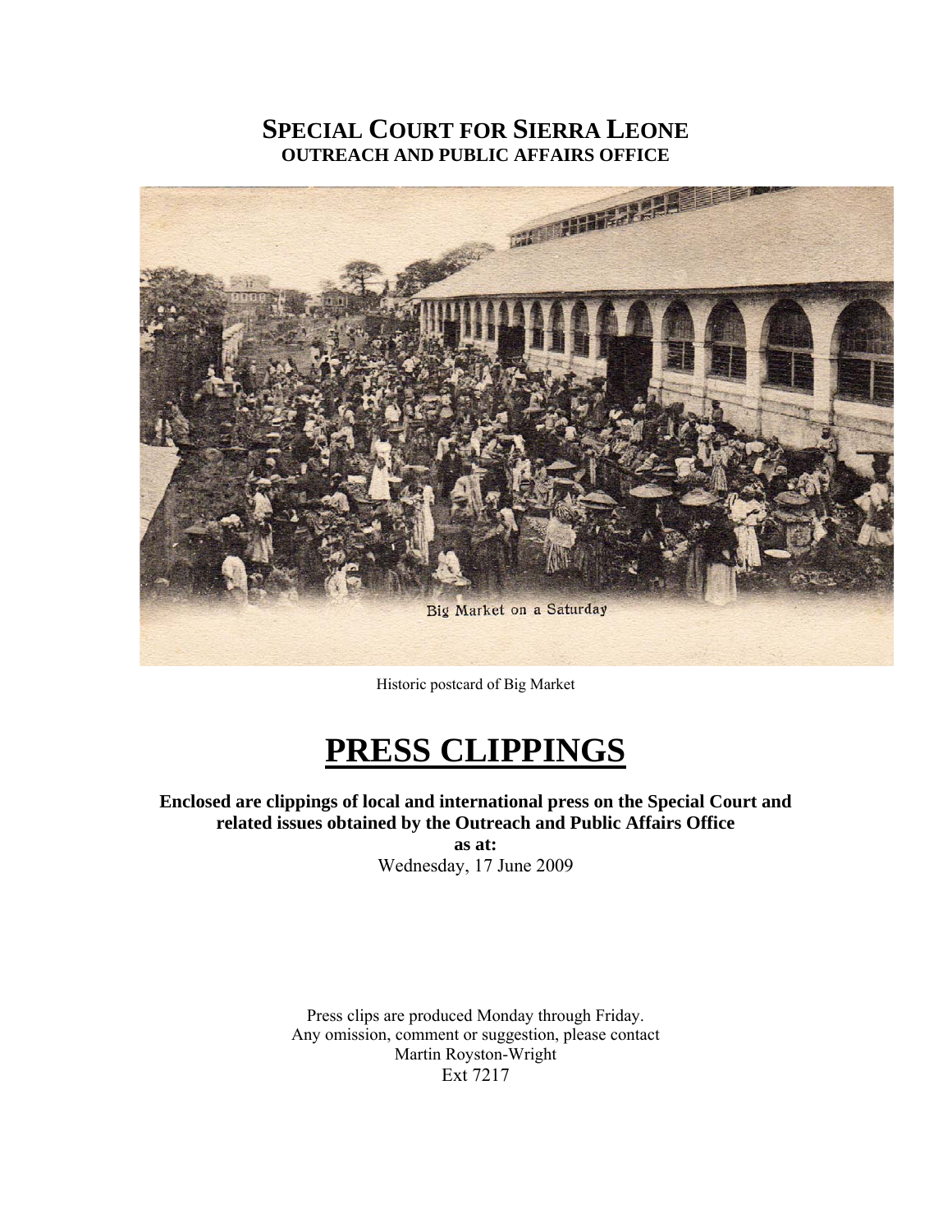# SPECIAL COURT FOR SIERRA LEONE
## OUTREACH AND PUBLIC AFFAIRS OFFICE

Big Market on a Saturday

Historic postcard of Big Market

# PRESS CLIPPINGS

**Enclosed are clippings of local and international press on the Special Court and related issues obtained by the Outreach and Public Affairs Office**

**as at:**

Wednesday, 17 June 2009

Press clips are produced Monday through Friday.
Any omission, comment or suggestion, please contact
Martin Royston-Wright
Ext 7217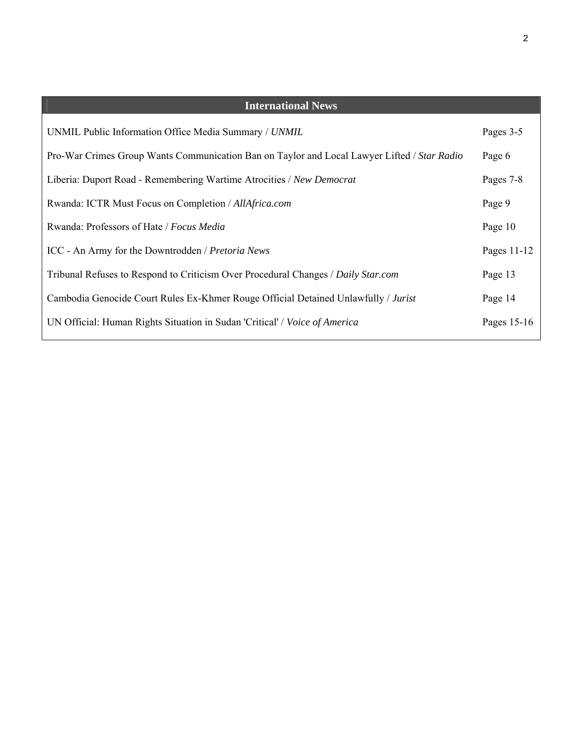## International News

| | |
|---|---|
| UNMIL Public Information Office Media Summary / *UNMIL* | Pages 3-5 |
| Pro-War Crimes Group Wants Communication Ban on Taylor and Local Lawyer Lifted / *Star Radio* | Page 6 |
| Liberia: Duport Road - Remembering Wartime Atrocities / *New Democrat* | Pages 7-8 |
| Rwanda: ICTR Must Focus on Completion / *AllAfrica.com* | Page 9 |
| Rwanda: Professors of Hate / *Focus Media* | Page 10 |
| ICC - An Army for the Downtrodden / *Pretoria News* | Pages 11-12 |
| Tribunal Refuses to Respond to Criticism Over Procedural Changes / *Daily Star.com* | Page 13 |
| Cambodia Genocide Court Rules Ex-Khmer Rouge Official Detained Unlawfully / *Jurist* | Page 14 |
| UN Official: Human Rights Situation in Sudan 'Critical' / *Voice of America* | Pages 15-16 |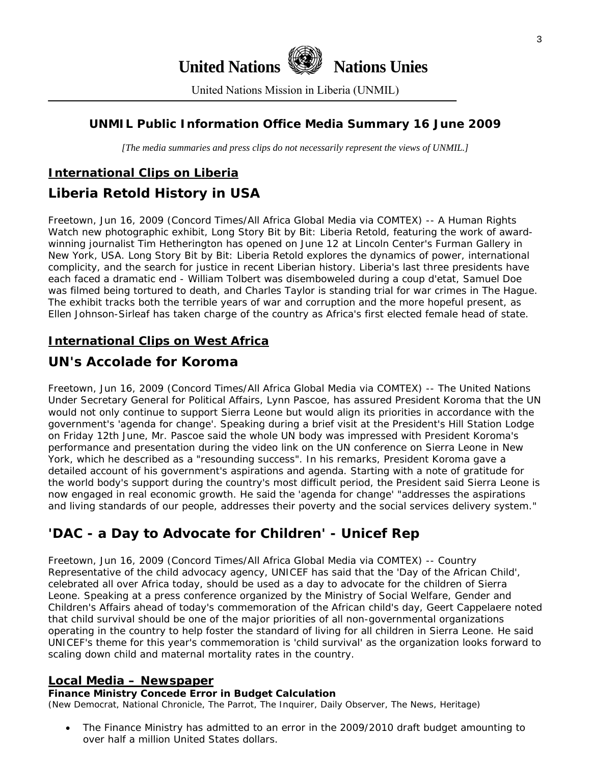# United Nations Nations Unies

United Nations Mission in Liberia (UNMIL)

## UNMIL Public Information Office Media Summary 16 June 2009

*[The media summaries and press clips do not necessarily represent the views of UNMIL.]*

### International Clips on Liberia

## Liberia Retold History in USA

Freetown, Jun 16, 2009 (Concord Times/All Africa Global Media via COMTEX) -- A Human Rights Watch new photographic exhibit, Long Story Bit by Bit: Liberia Retold, featuring the work of award-winning journalist Tim Hetherington has opened on June 12 at Lincoln Center's Furman Gallery in New York, USA. Long Story Bit by Bit: Liberia Retold explores the dynamics of power, international complicity, and the search for justice in recent Liberian history. Liberia's last three presidents have each faced a dramatic end - William Tolbert was disemboweled during a coup d'etat, Samuel Doe was filmed being tortured to death, and Charles Taylor is standing trial for war crimes in The Hague. The exhibit tracks both the terrible years of war and corruption and the more hopeful present, as Ellen Johnson-Sirleaf has taken charge of the country as Africa's first elected female head of state.

### International Clips on West Africa

## UN's Accolade for Koroma

Freetown, Jun 16, 2009 (Concord Times/All Africa Global Media via COMTEX) -- The United Nations Under Secretary General for Political Affairs, Lynn Pascoe, has assured President Koroma that the UN would not only continue to support Sierra Leone but would align its priorities in accordance with the government's 'agenda for change'. Speaking during a brief visit at the President's Hill Station Lodge on Friday 12th June, Mr. Pascoe said the whole UN body was impressed with President Koroma's performance and presentation during the video link on the UN conference on Sierra Leone in New York, which he described as a "resounding success". In his remarks, President Koroma gave a detailed account of his government's aspirations and agenda. Starting with a note of gratitude for the world body's support during the country's most difficult period, the President said Sierra Leone is now engaged in real economic growth. He said the 'agenda for change' "addresses the aspirations and living standards of our people, addresses their poverty and the social services delivery system."

## 'DAC - a Day to Advocate for Children' - Unicef Rep

Freetown, Jun 16, 2009 (Concord Times/All Africa Global Media via COMTEX) -- Country Representative of the child advocacy agency, UNICEF has said that the 'Day of the African Child', celebrated all over Africa today, should be used as a day to advocate for the children of Sierra Leone. Speaking at a press conference organized by the Ministry of Social Welfare, Gender and Children's Affairs ahead of today's commemoration of the African child's day, Geert Cappelaere noted that child survival should be one of the major priorities of all non-governmental organizations operating in the country to help foster the standard of living for all children in Sierra Leone. He said UNICEF's theme for this year's commemoration is 'child survival' as the organization looks forward to scaling down child and maternal mortality rates in the country.

### Local Media – Newspaper

**Finance Ministry Concede Error in Budget Calculation**
(New Democrat, National Chronicle, The Parrot, The Inquirer, Daily Observer, The News, Heritage)

- The Finance Ministry has admitted to an error in the 2009/2010 draft budget amounting to over half a million United States dollars.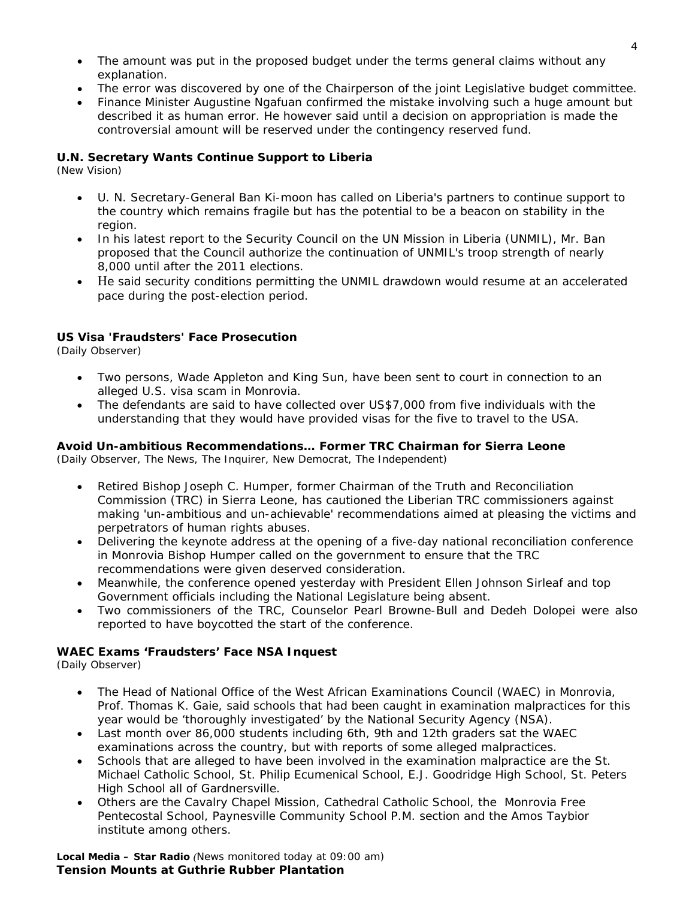- The amount was put in the proposed budget under the terms general claims without any explanation.
- The error was discovered by one of the Chairperson of the joint Legislative budget committee.
- Finance Minister Augustine Ngafuan confirmed the mistake involving such a huge amount but described it as human error. He however said until a decision on appropriation is made the controversial amount will be reserved under the contingency reserved fund.

**U.N. Secretary Wants Continue Support to Liberia**
*(New Vision)*

- U. N. Secretary-General Ban Ki-moon has called on Liberia's partners to continue support to the country which remains fragile but has the potential to be a beacon on stability in the region.
- In his latest report to the Security Council on the UN Mission in Liberia (UNMIL), Mr. Ban proposed that the Council authorize the continuation of UNMIL's troop strength of nearly 8,000 until after the 2011 elections.
- He said security conditions permitting the UNMIL drawdown would resume at an accelerated pace during the post-election period.

**US Visa 'Fraudsters' Face Prosecution**
*(Daily Observer)*

- Two persons, Wade Appleton and King Sun, have been sent to court in connection to an alleged U.S. visa scam in Monrovia.
- The defendants are said to have collected over US$7,000 from five individuals with the understanding that they would have provided visas for the five to travel to the USA.

**Avoid Un-ambitious Recommendations… Former TRC Chairman for Sierra Leone**
*(Daily Observer, The News, The Inquirer, New Democrat, The Independent)*

- Retired Bishop Joseph C. Humper, former Chairman of the Truth and Reconciliation Commission (TRC) in Sierra Leone, has cautioned the Liberian TRC commissioners against making 'un-ambitious and un-achievable' recommendations aimed at pleasing the victims and perpetrators of human rights abuses.
- Delivering the keynote address at the opening of a five-day national reconciliation conference in Monrovia Bishop Humper called on the government to ensure that the TRC recommendations were given deserved consideration.
- Meanwhile, the conference opened yesterday with President Ellen Johnson Sirleaf and top Government officials including the National Legislature being absent.
- Two commissioners of the TRC, Counselor Pearl Browne-Bull and Dedeh Dolopei were also reported to have boycotted the start of the conference.

**WAEC Exams 'Fraudsters' Face NSA Inquest**
*(Daily Observer)*

- The Head of National Office of the West African Examinations Council (WAEC) in Monrovia, Prof. Thomas K. Gaie, said schools that had been caught in examination malpractices for this year would be 'thoroughly investigated' by the National Security Agency (NSA).
- Last month over 86,000 students including 6th, 9th and 12th graders sat the WAEC examinations across the country, but with reports of some alleged malpractices.
- Schools that are alleged to have been involved in the examination malpractice are the St. Michael Catholic School, St. Philip Ecumenical School, E.J. Goodridge High School, St. Peters High School all of Gardnersville.
- Others are the Cavalry Chapel Mission, Cathedral Catholic School, the Monrovia Free Pentecostal School, Paynesville Community School P.M. section and the Amos Taybior institute among others.

***Local Media – Star Radio*** *(News monitored today at 09:00 am)*
**Tension Mounts at Guthrie Rubber Plantation**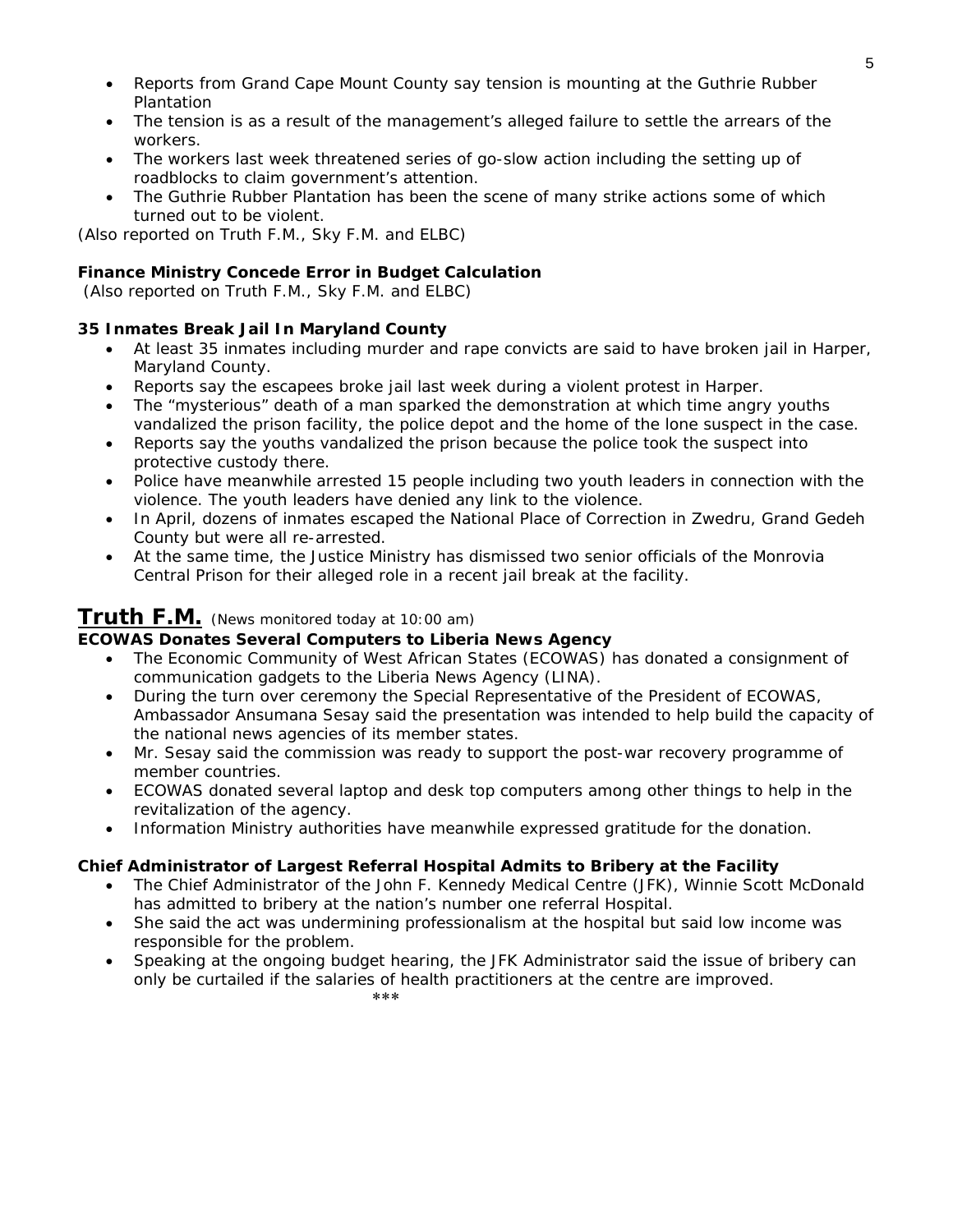- Reports from Grand Cape Mount County say tension is mounting at the Guthrie Rubber Plantation
- The tension is as a result of the management's alleged failure to settle the arrears of the workers.
- The workers last week threatened series of go-slow action including the setting up of roadblocks to claim government's attention.
- The Guthrie Rubber Plantation has been the scene of many strike actions some of which turned out to be violent.

*(Also reported on Truth F.M., Sky F.M. and ELBC)*

**Finance Ministry Concede Error in Budget Calculation**

*(Also reported on Truth F.M., Sky F.M. and ELBC)*

**35 Inmates Break Jail In Maryland County**

- At least 35 inmates including murder and rape convicts are said to have broken jail in Harper, Maryland County.
- Reports say the escapees broke jail last week during a violent protest in Harper.
- The "mysterious" death of a man sparked the demonstration at which time angry youths vandalized the prison facility, the police depot and the home of the lone suspect in the case.
- Reports say the youths vandalized the prison because the police took the suspect into protective custody there.
- Police have meanwhile arrested 15 people including two youth leaders in connection with the violence. The youth leaders have denied any link to the violence.
- In April, dozens of inmates escaped the National Place of Correction in Zwedru, Grand Gedeh County but were all re-arrested.
- At the same time, the Justice Ministry has dismissed two senior officials of the Monrovia Central Prison for their alleged role in a recent jail break at the facility.

## Truth F.M. *(News monitored today at 10:00 am)*

**ECOWAS Donates Several Computers to Liberia News Agency**

- The Economic Community of West African States (ECOWAS) has donated a consignment of communication gadgets to the Liberia News Agency (LINA).
- During the turn over ceremony the Special Representative of the President of ECOWAS, Ambassador Ansumana Sesay said the presentation was intended to help build the capacity of the national news agencies of its member states.
- Mr. Sesay said the commission was ready to support the post-war recovery programme of member countries.
- ECOWAS donated several laptop and desk top computers among other things to help in the revitalization of the agency.
- Information Ministry authorities have meanwhile expressed gratitude for the donation.

**Chief Administrator of Largest Referral Hospital Admits to Bribery at the Facility**

- The Chief Administrator of the John F. Kennedy Medical Centre (JFK), Winnie Scott McDonald has admitted to bribery at the nation's number one referral Hospital.
- She said the act was undermining professionalism at the hospital but said low income was responsible for the problem.
- Speaking at the ongoing budget hearing, the JFK Administrator said the issue of bribery can only be curtailed if the salaries of health practitioners at the centre are improved.

***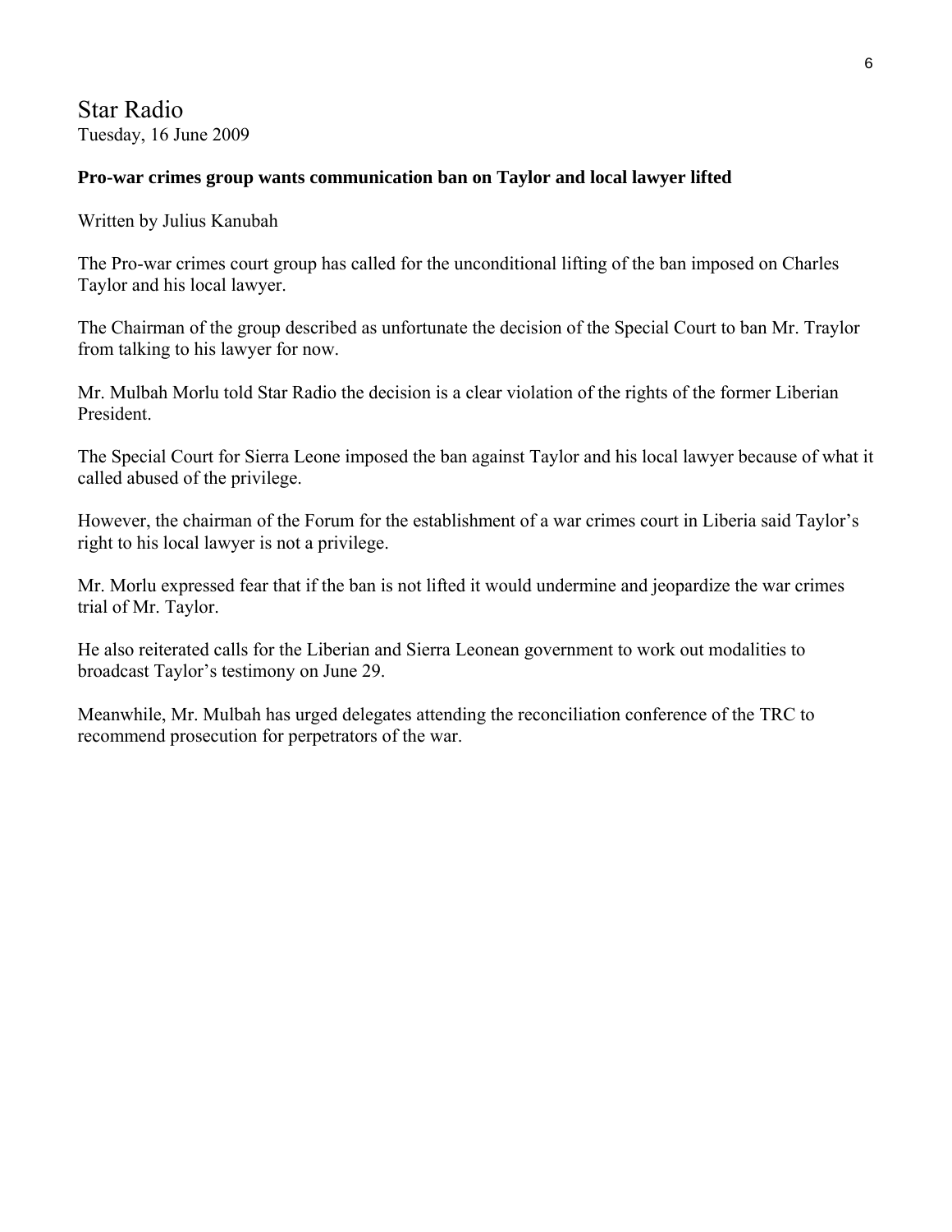# Star Radio

Tuesday, 16 June 2009

**Pro-war crimes group wants communication ban on Taylor and local lawyer lifted**

Written by Julius Kanubah

The Pro-war crimes court group has called for the unconditional lifting of the ban imposed on Charles Taylor and his local lawyer.

The Chairman of the group described as unfortunate the decision of the Special Court to ban Mr. Traylor from talking to his lawyer for now.

Mr. Mulbah Morlu told Star Radio the decision is a clear violation of the rights of the former Liberian President.

The Special Court for Sierra Leone imposed the ban against Taylor and his local lawyer because of what it called abused of the privilege.

However, the chairman of the Forum for the establishment of a war crimes court in Liberia said Taylor's right to his local lawyer is not a privilege.

Mr. Morlu expressed fear that if the ban is not lifted it would undermine and jeopardize the war crimes trial of Mr. Taylor.

He also reiterated calls for the Liberian and Sierra Leonean government to work out modalities to broadcast Taylor's testimony on June 29.

Meanwhile, Mr. Mulbah has urged delegates attending the reconciliation conference of the TRC to recommend prosecution for perpetrators of the war.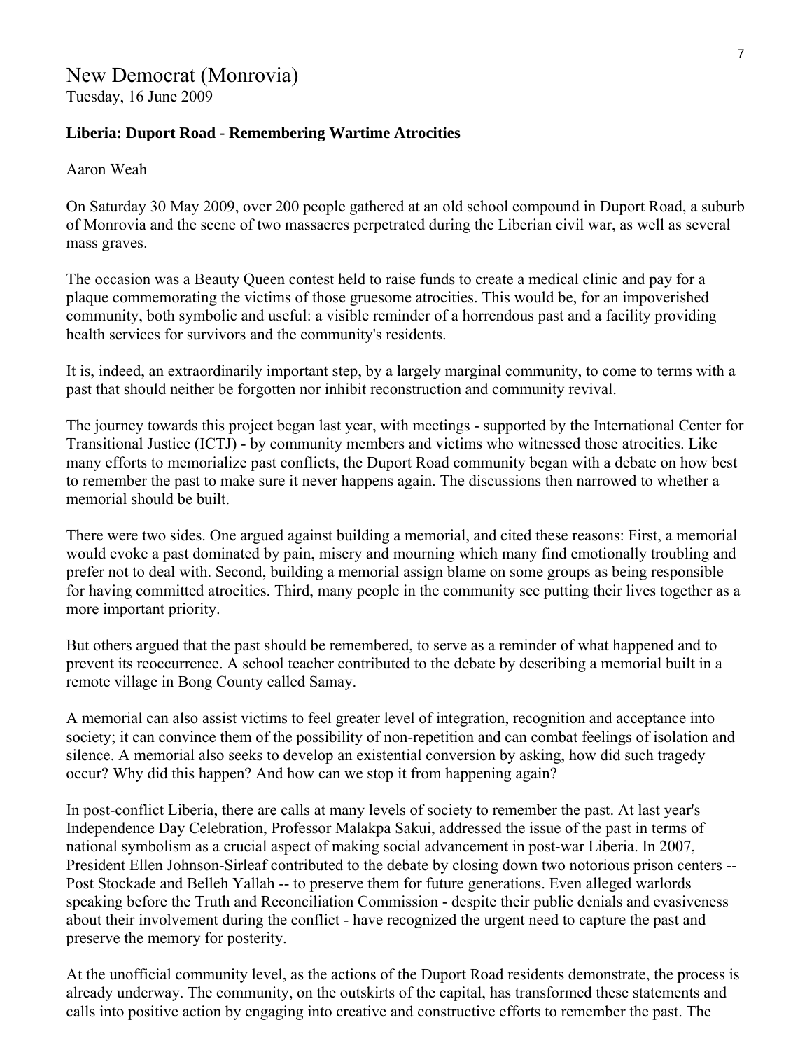New Democrat (Monrovia)
Tuesday, 16 June 2009

**Liberia: Duport Road - Remembering Wartime Atrocities**

Aaron Weah

On Saturday 30 May 2009, over 200 people gathered at an old school compound in Duport Road, a suburb of Monrovia and the scene of two massacres perpetrated during the Liberian civil war, as well as several mass graves.

The occasion was a Beauty Queen contest held to raise funds to create a medical clinic and pay for a plaque commemorating the victims of those gruesome atrocities. This would be, for an impoverished community, both symbolic and useful: a visible reminder of a horrendous past and a facility providing health services for survivors and the community's residents.

It is, indeed, an extraordinarily important step, by a largely marginal community, to come to terms with a past that should neither be forgotten nor inhibit reconstruction and community revival.

The journey towards this project began last year, with meetings - supported by the International Center for Transitional Justice (ICTJ) - by community members and victims who witnessed those atrocities. Like many efforts to memorialize past conflicts, the Duport Road community began with a debate on how best to remember the past to make sure it never happens again. The discussions then narrowed to whether a memorial should be built.

There were two sides. One argued against building a memorial, and cited these reasons: First, a memorial would evoke a past dominated by pain, misery and mourning which many find emotionally troubling and prefer not to deal with. Second, building a memorial assign blame on some groups as being responsible for having committed atrocities. Third, many people in the community see putting their lives together as a more important priority.

But others argued that the past should be remembered, to serve as a reminder of what happened and to prevent its reoccurrence. A school teacher contributed to the debate by describing a memorial built in a remote village in Bong County called Samay.

A memorial can also assist victims to feel greater level of integration, recognition and acceptance into society; it can convince them of the possibility of non-repetition and can combat feelings of isolation and silence. A memorial also seeks to develop an existential conversion by asking, how did such tragedy occur? Why did this happen? And how can we stop it from happening again?

In post-conflict Liberia, there are calls at many levels of society to remember the past. At last year's Independence Day Celebration, Professor Malakpa Sakui, addressed the issue of the past in terms of national symbolism as a crucial aspect of making social advancement in post-war Liberia. In 2007, President Ellen Johnson-Sirleaf contributed to the debate by closing down two notorious prison centers -- Post Stockade and Belleh Yallah -- to preserve them for future generations. Even alleged warlords speaking before the Truth and Reconciliation Commission - despite their public denials and evasiveness about their involvement during the conflict - have recognized the urgent need to capture the past and preserve the memory for posterity.

At the unofficial community level, as the actions of the Duport Road residents demonstrate, the process is already underway. The community, on the outskirts of the capital, has transformed these statements and calls into positive action by engaging into creative and constructive efforts to remember the past. The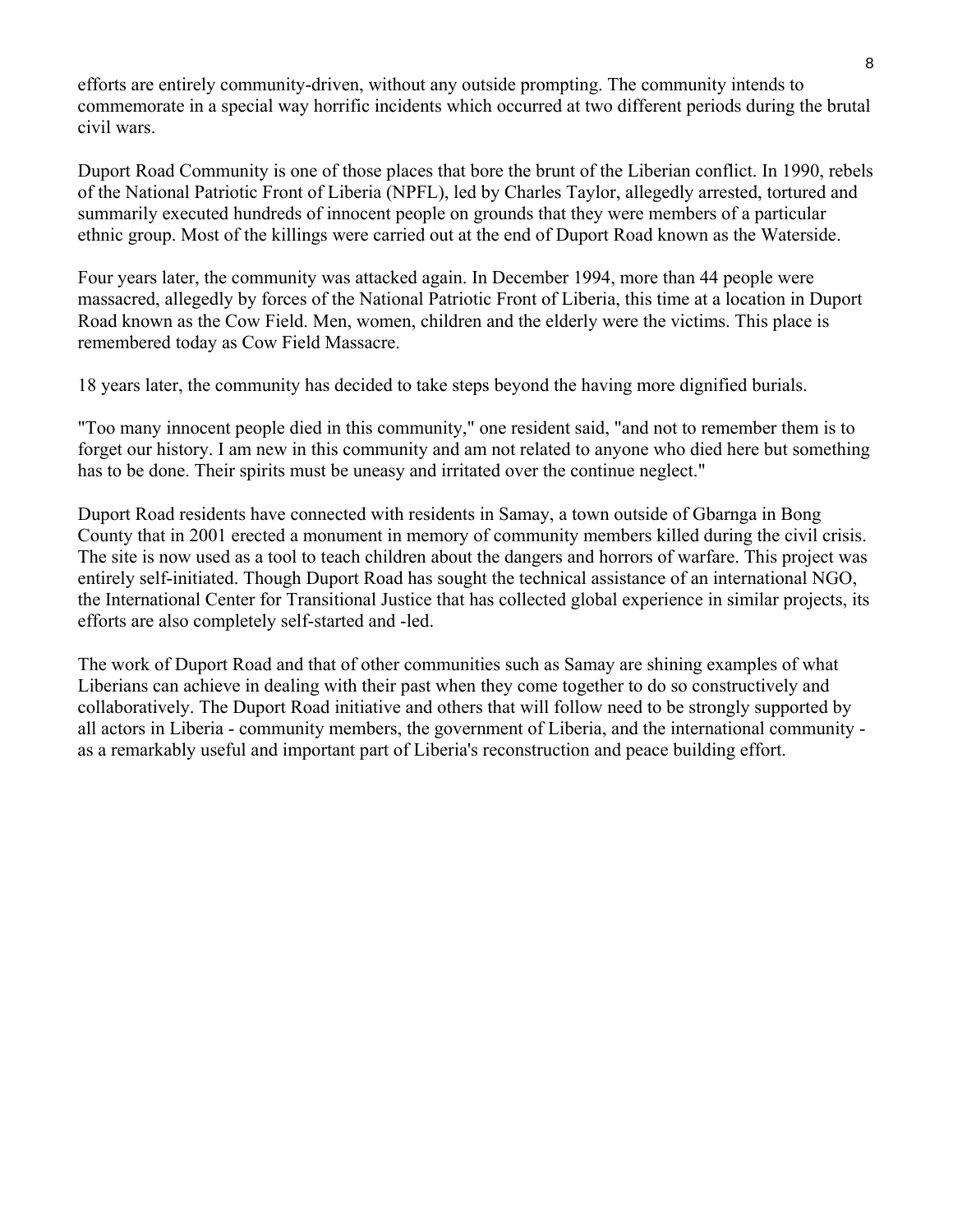efforts are entirely community-driven, without any outside prompting. The community intends to commemorate in a special way horrific incidents which occurred at two different periods during the brutal civil wars.

Duport Road Community is one of those places that bore the brunt of the Liberian conflict. In 1990, rebels of the National Patriotic Front of Liberia (NPFL), led by Charles Taylor, allegedly arrested, tortured and summarily executed hundreds of innocent people on grounds that they were members of a particular ethnic group. Most of the killings were carried out at the end of Duport Road known as the Waterside.

Four years later, the community was attacked again. In December 1994, more than 44 people were massacred, allegedly by forces of the National Patriotic Front of Liberia, this time at a location in Duport Road known as the Cow Field. Men, women, children and the elderly were the victims. This place is remembered today as Cow Field Massacre.

18 years later, the community has decided to take steps beyond the having more dignified burials.

"Too many innocent people died in this community," one resident said, "and not to remember them is to forget our history. I am new in this community and am not related to anyone who died here but something has to be done. Their spirits must be uneasy and irritated over the continue neglect."

Duport Road residents have connected with residents in Samay, a town outside of Gbarnga in Bong County that in 2001 erected a monument in memory of community members killed during the civil crisis. The site is now used as a tool to teach children about the dangers and horrors of warfare. This project was entirely self-initiated. Though Duport Road has sought the technical assistance of an international NGO, the International Center for Transitional Justice that has collected global experience in similar projects, its efforts are also completely self-started and -led.

The work of Duport Road and that of other communities such as Samay are shining examples of what Liberians can achieve in dealing with their past when they come together to do so constructively and collaboratively. The Duport Road initiative and others that will follow need to be strongly supported by all actors in Liberia - community members, the government of Liberia, and the international community - as a remarkably useful and important part of Liberia's reconstruction and peace building effort.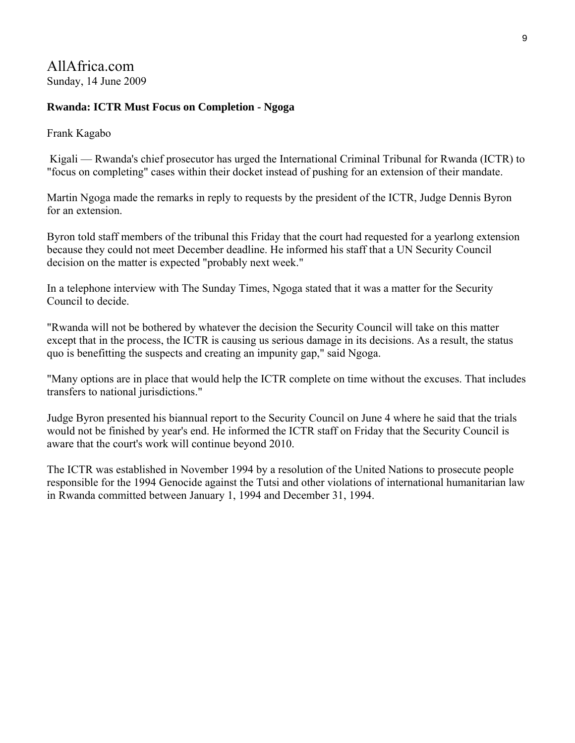AllAfrica.com
Sunday, 14 June 2009

**Rwanda: ICTR Must Focus on Completion - Ngoga**

Frank Kagabo

Kigali — Rwanda's chief prosecutor has urged the International Criminal Tribunal for Rwanda (ICTR) to "focus on completing" cases within their docket instead of pushing for an extension of their mandate.

Martin Ngoga made the remarks in reply to requests by the president of the ICTR, Judge Dennis Byron for an extension.

Byron told staff members of the tribunal this Friday that the court had requested for a yearlong extension because they could not meet December deadline. He informed his staff that a UN Security Council decision on the matter is expected "probably next week."

In a telephone interview with The Sunday Times, Ngoga stated that it was a matter for the Security Council to decide.

"Rwanda will not be bothered by whatever the decision the Security Council will take on this matter except that in the process, the ICTR is causing us serious damage in its decisions. As a result, the status quo is benefitting the suspects and creating an impunity gap," said Ngoga.

"Many options are in place that would help the ICTR complete on time without the excuses. That includes transfers to national jurisdictions."

Judge Byron presented his biannual report to the Security Council on June 4 where he said that the trials would not be finished by year's end. He informed the ICTR staff on Friday that the Security Council is aware that the court's work will continue beyond 2010.

The ICTR was established in November 1994 by a resolution of the United Nations to prosecute people responsible for the 1994 Genocide against the Tutsi and other violations of international humanitarian law in Rwanda committed between January 1, 1994 and December 31, 1994.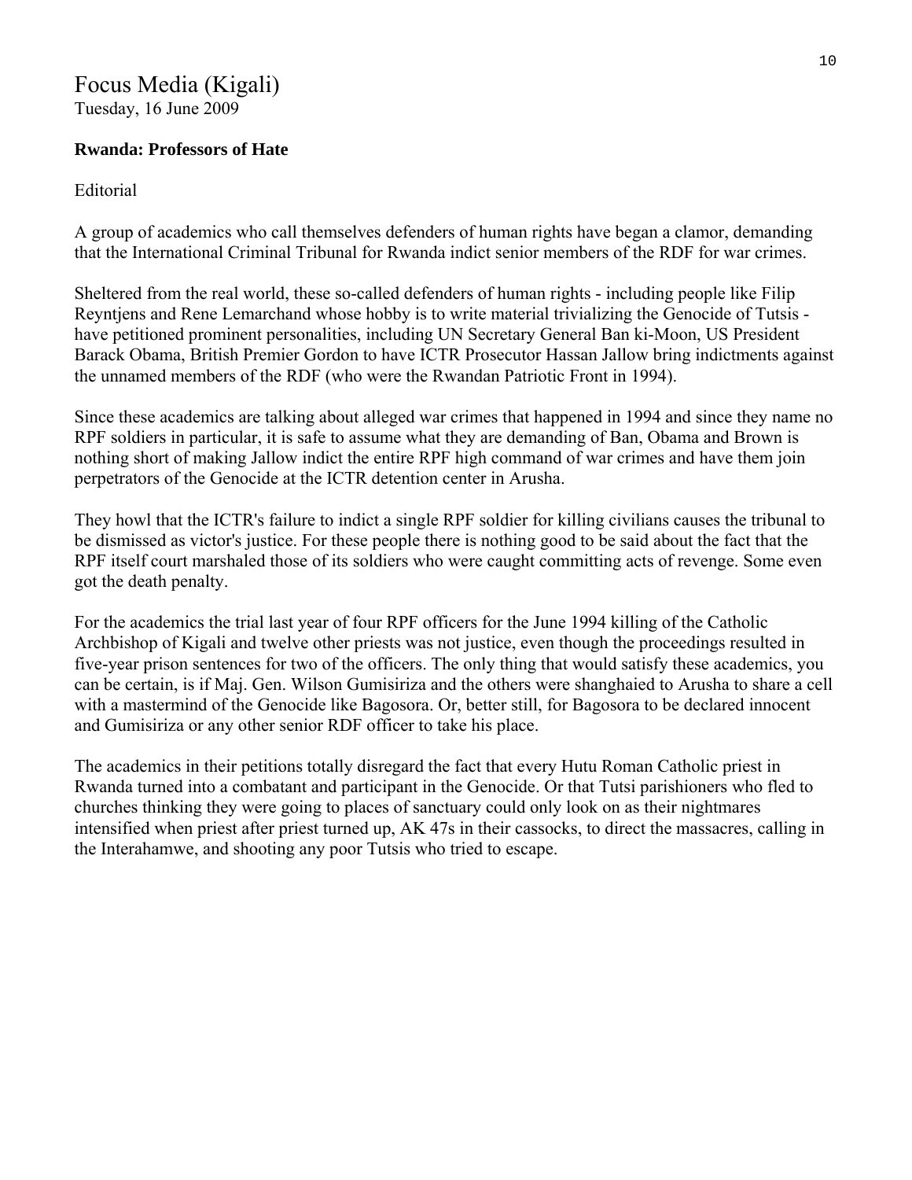Focus Media (Kigali)
Tuesday, 16 June 2009

**Rwanda: Professors of Hate**

Editorial

A group of academics who call themselves defenders of human rights have began a clamor, demanding that the International Criminal Tribunal for Rwanda indict senior members of the RDF for war crimes.

Sheltered from the real world, these so-called defenders of human rights - including people like Filip Reyntjens and Rene Lemarchand whose hobby is to write material trivializing the Genocide of Tutsis - have petitioned prominent personalities, including UN Secretary General Ban ki-Moon, US President Barack Obama, British Premier Gordon to have ICTR Prosecutor Hassan Jallow bring indictments against the unnamed members of the RDF (who were the Rwandan Patriotic Front in 1994).

Since these academics are talking about alleged war crimes that happened in 1994 and since they name no RPF soldiers in particular, it is safe to assume what they are demanding of Ban, Obama and Brown is nothing short of making Jallow indict the entire RPF high command of war crimes and have them join perpetrators of the Genocide at the ICTR detention center in Arusha.

They howl that the ICTR's failure to indict a single RPF soldier for killing civilians causes the tribunal to be dismissed as victor's justice. For these people there is nothing good to be said about the fact that the RPF itself court marshaled those of its soldiers who were caught committing acts of revenge. Some even got the death penalty.

For the academics the trial last year of four RPF officers for the June 1994 killing of the Catholic Archbishop of Kigali and twelve other priests was not justice, even though the proceedings resulted in five-year prison sentences for two of the officers. The only thing that would satisfy these academics, you can be certain, is if Maj. Gen. Wilson Gumisiriza and the others were shanghaied to Arusha to share a cell with a mastermind of the Genocide like Bagosora. Or, better still, for Bagosora to be declared innocent and Gumisiriza or any other senior RDF officer to take his place.

The academics in their petitions totally disregard the fact that every Hutu Roman Catholic priest in Rwanda turned into a combatant and participant in the Genocide. Or that Tutsi parishioners who fled to churches thinking they were going to places of sanctuary could only look on as their nightmares intensified when priest after priest turned up, AK 47s in their cassocks, to direct the massacres, calling in the Interahamwe, and shooting any poor Tutsis who tried to escape.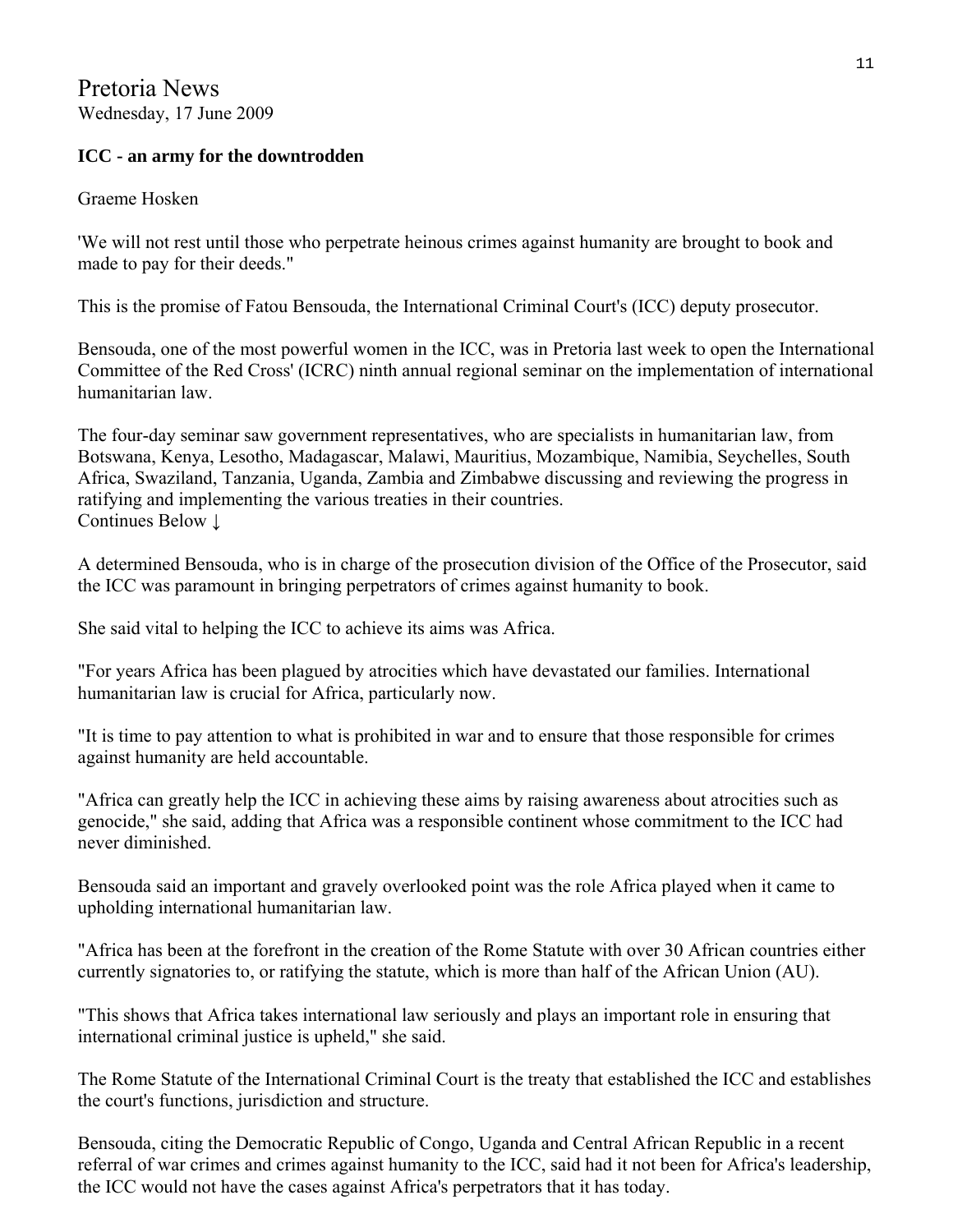Pretoria News
Wednesday, 17 June 2009

**ICC - an army for the downtrodden**

Graeme Hosken

'We will not rest until those who perpetrate heinous crimes against humanity are brought to book and made to pay for their deeds."

This is the promise of Fatou Bensouda, the International Criminal Court's (ICC) deputy prosecutor.

Bensouda, one of the most powerful women in the ICC, was in Pretoria last week to open the International Committee of the Red Cross' (ICRC) ninth annual regional seminar on the implementation of international humanitarian law.

The four-day seminar saw government representatives, who are specialists in humanitarian law, from Botswana, Kenya, Lesotho, Madagascar, Malawi, Mauritius, Mozambique, Namibia, Seychelles, South Africa, Swaziland, Tanzania, Uganda, Zambia and Zimbabwe discussing and reviewing the progress in ratifying and implementing the various treaties in their countries.
Continues Below ↓

A determined Bensouda, who is in charge of the prosecution division of the Office of the Prosecutor, said the ICC was paramount in bringing perpetrators of crimes against humanity to book.

She said vital to helping the ICC to achieve its aims was Africa.

"For years Africa has been plagued by atrocities which have devastated our families. International humanitarian law is crucial for Africa, particularly now.

"It is time to pay attention to what is prohibited in war and to ensure that those responsible for crimes against humanity are held accountable.

"Africa can greatly help the ICC in achieving these aims by raising awareness about atrocities such as genocide," she said, adding that Africa was a responsible continent whose commitment to the ICC had never diminished.

Bensouda said an important and gravely overlooked point was the role Africa played when it came to upholding international humanitarian law.

"Africa has been at the forefront in the creation of the Rome Statute with over 30 African countries either currently signatories to, or ratifying the statute, which is more than half of the African Union (AU).

"This shows that Africa takes international law seriously and plays an important role in ensuring that international criminal justice is upheld," she said.

The Rome Statute of the International Criminal Court is the treaty that established the ICC and establishes the court's functions, jurisdiction and structure.

Bensouda, citing the Democratic Republic of Congo, Uganda and Central African Republic in a recent referral of war crimes and crimes against humanity to the ICC, said had it not been for Africa's leadership, the ICC would not have the cases against Africa's perpetrators that it has today.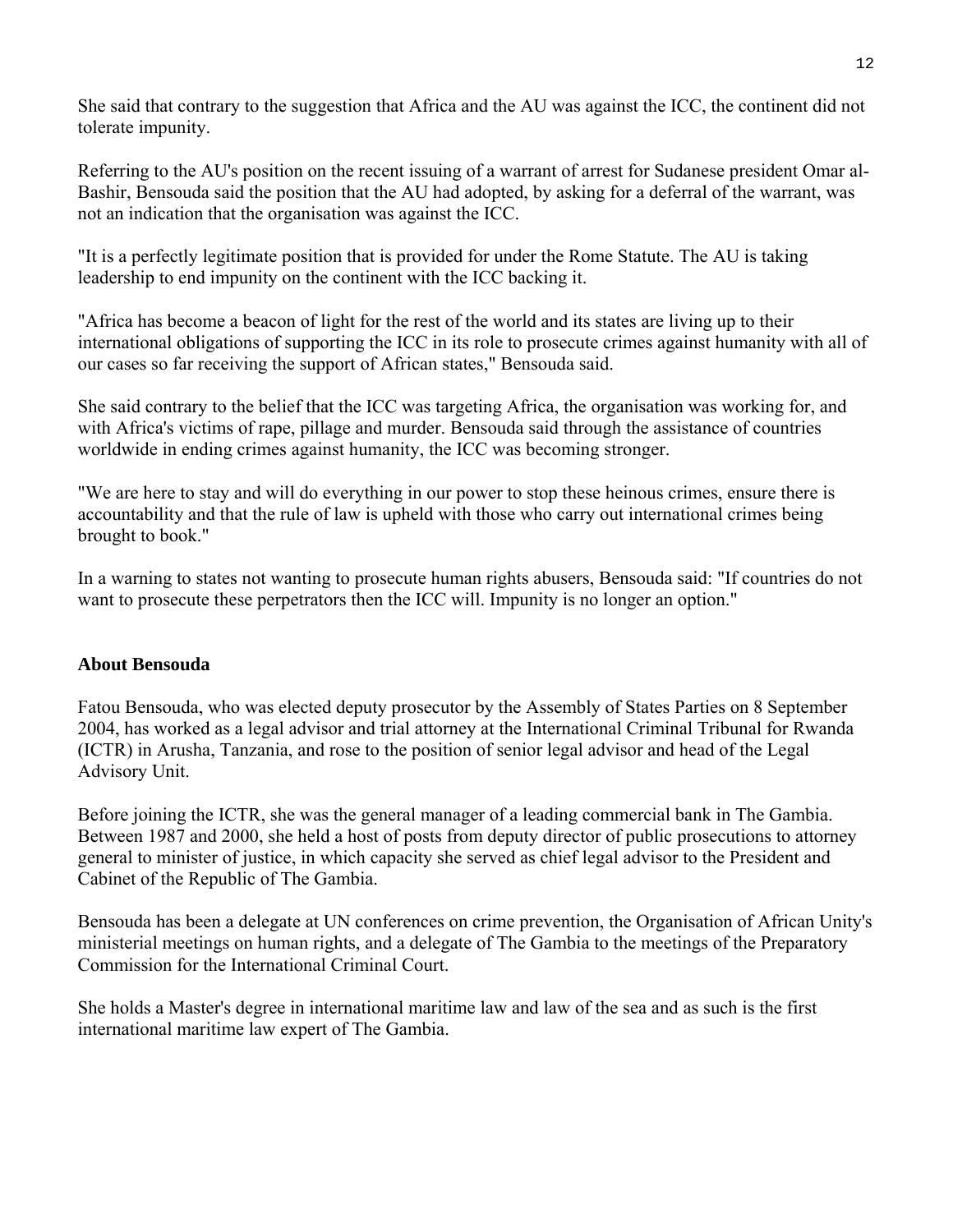She said that contrary to the suggestion that Africa and the AU was against the ICC, the continent did not tolerate impunity.

Referring to the AU's position on the recent issuing of a warrant of arrest for Sudanese president Omar al-Bashir, Bensouda said the position that the AU had adopted, by asking for a deferral of the warrant, was not an indication that the organisation was against the ICC.

"It is a perfectly legitimate position that is provided for under the Rome Statute. The AU is taking leadership to end impunity on the continent with the ICC backing it.

"Africa has become a beacon of light for the rest of the world and its states are living up to their international obligations of supporting the ICC in its role to prosecute crimes against humanity with all of our cases so far receiving the support of African states," Bensouda said.

She said contrary to the belief that the ICC was targeting Africa, the organisation was working for, and with Africa's victims of rape, pillage and murder. Bensouda said through the assistance of countries worldwide in ending crimes against humanity, the ICC was becoming stronger.

"We are here to stay and will do everything in our power to stop these heinous crimes, ensure there is accountability and that the rule of law is upheld with those who carry out international crimes being brought to book."

In a warning to states not wanting to prosecute human rights abusers, Bensouda said: "If countries do not want to prosecute these perpetrators then the ICC will. Impunity is no longer an option."

**About Bensouda**

Fatou Bensouda, who was elected deputy prosecutor by the Assembly of States Parties on 8 September 2004, has worked as a legal advisor and trial attorney at the International Criminal Tribunal for Rwanda (ICTR) in Arusha, Tanzania, and rose to the position of senior legal advisor and head of the Legal Advisory Unit.

Before joining the ICTR, she was the general manager of a leading commercial bank in The Gambia. Between 1987 and 2000, she held a host of posts from deputy director of public prosecutions to attorney general to minister of justice, in which capacity she served as chief legal advisor to the President and Cabinet of the Republic of The Gambia.

Bensouda has been a delegate at UN conferences on crime prevention, the Organisation of African Unity's ministerial meetings on human rights, and a delegate of The Gambia to the meetings of the Preparatory Commission for the International Criminal Court.

She holds a Master's degree in international maritime law and law of the sea and as such is the first international maritime law expert of The Gambia.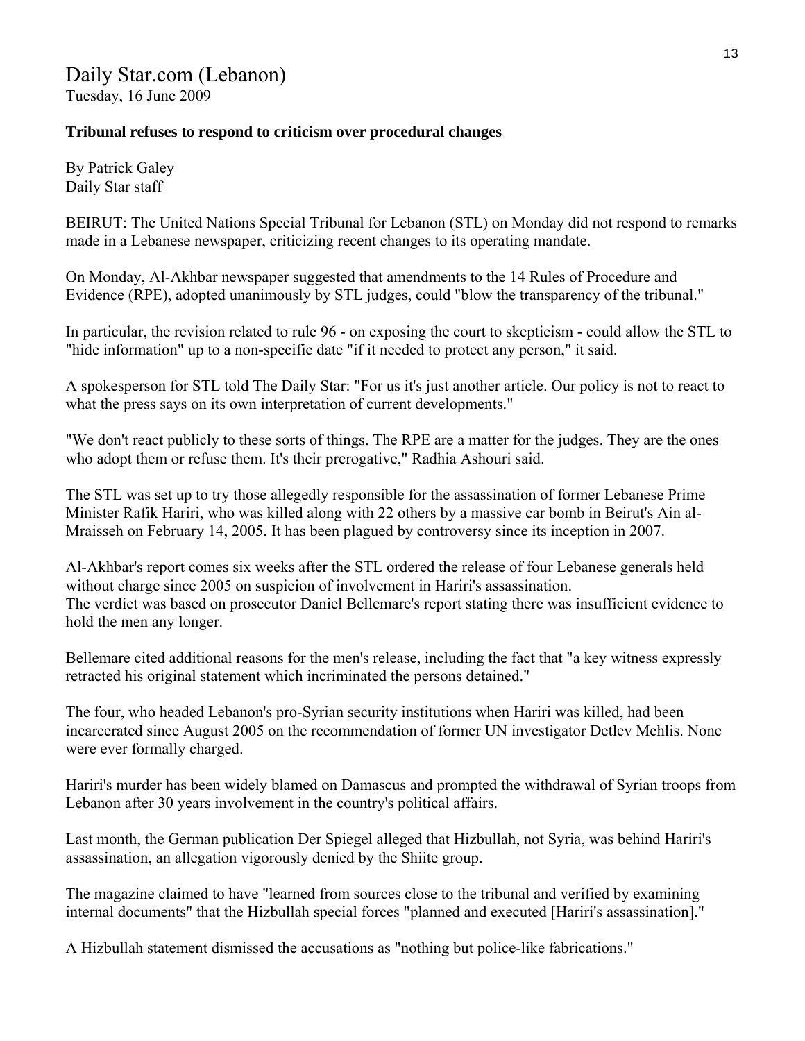# Daily Star.com (Lebanon)

Tuesday, 16 June 2009

**Tribunal refuses to respond to criticism over procedural changes**

By Patrick Galey
Daily Star staff

BEIRUT: The United Nations Special Tribunal for Lebanon (STL) on Monday did not respond to remarks made in a Lebanese newspaper, criticizing recent changes to its operating mandate.

On Monday, Al-Akhbar newspaper suggested that amendments to the 14 Rules of Procedure and Evidence (RPE), adopted unanimously by STL judges, could "blow the transparency of the tribunal."

In particular, the revision related to rule 96 - on exposing the court to skepticism - could allow the STL to "hide information" up to a non-specific date "if it needed to protect any person," it said.

A spokesperson for STL told The Daily Star: "For us it's just another article. Our policy is not to react to what the press says on its own interpretation of current developments."

"We don't react publicly to these sorts of things. The RPE are a matter for the judges. They are the ones who adopt them or refuse them. It's their prerogative," Radhia Ashouri said.

The STL was set up to try those allegedly responsible for the assassination of former Lebanese Prime Minister Rafik Hariri, who was killed along with 22 others by a massive car bomb in Beirut's Ain al-Mraisseh on February 14, 2005. It has been plagued by controversy since its inception in 2007.

Al-Akhbar's report comes six weeks after the STL ordered the release of four Lebanese generals held without charge since 2005 on suspicion of involvement in Hariri's assassination.
The verdict was based on prosecutor Daniel Bellemare's report stating there was insufficient evidence to hold the men any longer.

Bellemare cited additional reasons for the men's release, including the fact that "a key witness expressly retracted his original statement which incriminated the persons detained."

The four, who headed Lebanon's pro-Syrian security institutions when Hariri was killed, had been incarcerated since August 2005 on the recommendation of former UN investigator Detlev Mehlis. None were ever formally charged.

Hariri's murder has been widely blamed on Damascus and prompted the withdrawal of Syrian troops from Lebanon after 30 years involvement in the country's political affairs.

Last month, the German publication Der Spiegel alleged that Hizbullah, not Syria, was behind Hariri's assassination, an allegation vigorously denied by the Shiite group.

The magazine claimed to have "learned from sources close to the tribunal and verified by examining internal documents" that the Hizbullah special forces "planned and executed [Hariri's assassination]."

A Hizbullah statement dismissed the accusations as "nothing but police-like fabrications."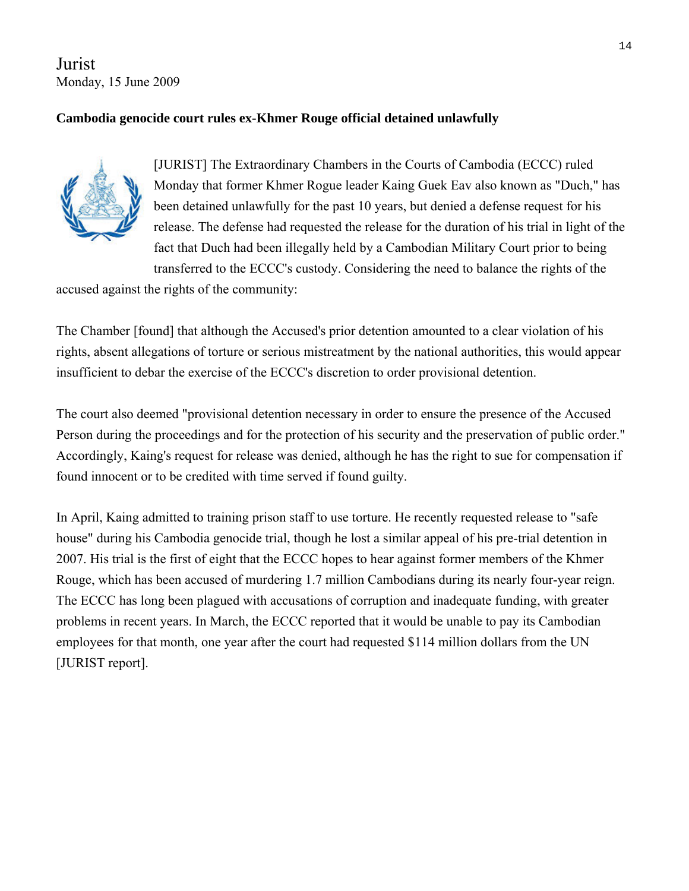Jurist
Monday, 15 June 2009

**Cambodia genocide court rules ex-Khmer Rouge official detained unlawfully**

[JURIST] The Extraordinary Chambers in the Courts of Cambodia (ECCC) ruled Monday that former Khmer Rogue leader Kaing Guek Eav also known as "Duch," has been detained unlawfully for the past 10 years, but denied a defense request for his release. The defense had requested the release for the duration of his trial in light of the fact that Duch had been illegally held by a Cambodian Military Court prior to being transferred to the ECCC's custody. Considering the need to balance the rights of the accused against the rights of the community:

The Chamber [found] that although the Accused's prior detention amounted to a clear violation of his rights, absent allegations of torture or serious mistreatment by the national authorities, this would appear insufficient to debar the exercise of the ECCC's discretion to order provisional detention.

The court also deemed "provisional detention necessary in order to ensure the presence of the Accused Person during the proceedings and for the protection of his security and the preservation of public order." Accordingly, Kaing's request for release was denied, although he has the right to sue for compensation if found innocent or to be credited with time served if found guilty.

In April, Kaing admitted to training prison staff to use torture. He recently requested release to "safe house" during his Cambodia genocide trial, though he lost a similar appeal of his pre-trial detention in 2007. His trial is the first of eight that the ECCC hopes to hear against former members of the Khmer Rouge, which has been accused of murdering 1.7 million Cambodians during its nearly four-year reign. The ECCC has long been plagued with accusations of corruption and inadequate funding, with greater problems in recent years. In March, the ECCC reported that it would be unable to pay its Cambodian employees for that month, one year after the court had requested $114 million dollars from the UN [JURIST report].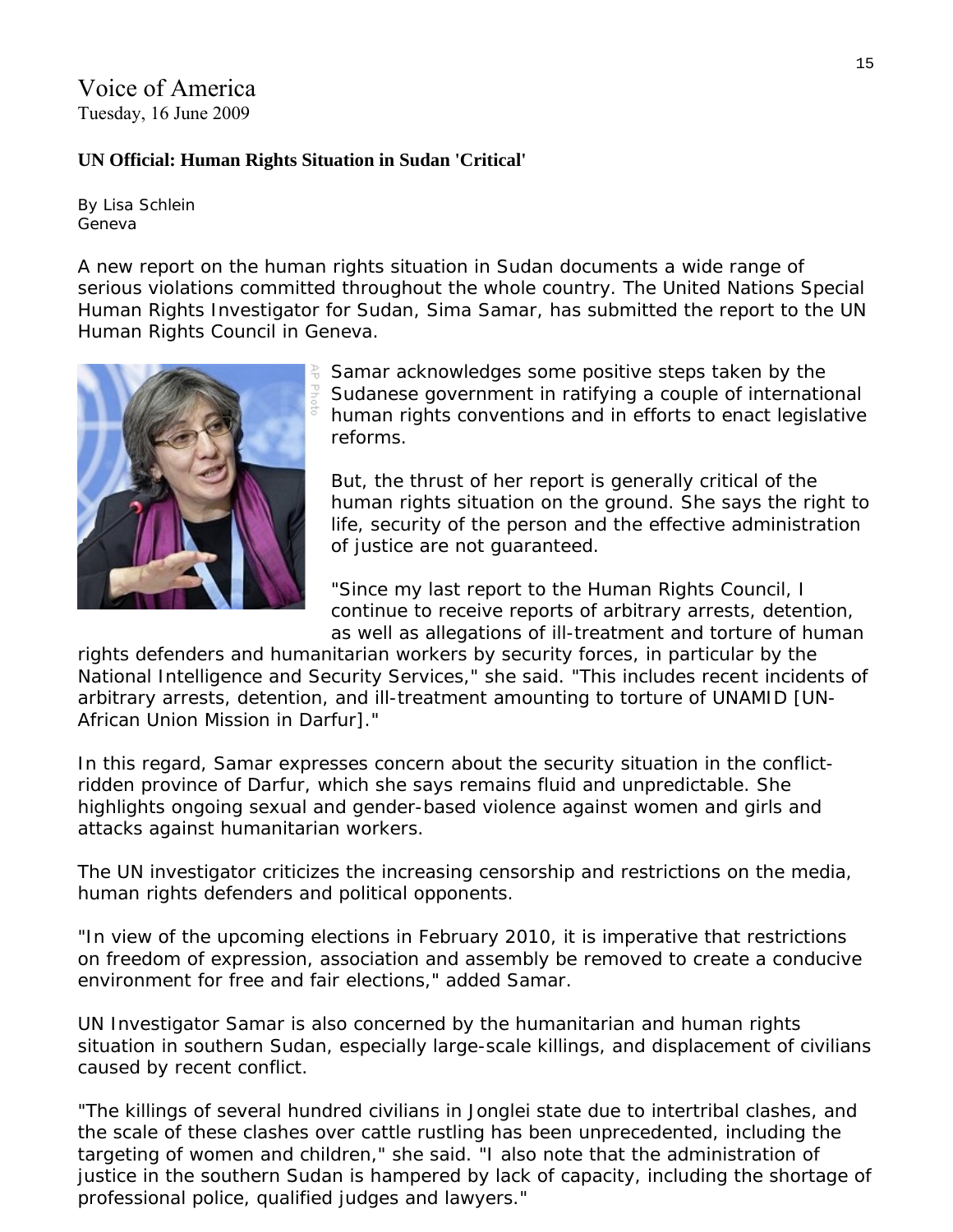Voice of America
Tuesday, 16 June 2009

**UN Official: Human Rights Situation in Sudan 'Critical'**

By Lisa Schlein
Geneva

A new report on the human rights situation in Sudan documents a wide range of serious violations committed throughout the whole country. The United Nations Special Human Rights Investigator for Sudan, Sima Samar, has submitted the report to the UN Human Rights Council in Geneva.

Samar acknowledges some positive steps taken by the Sudanese government in ratifying a couple of international human rights conventions and in efforts to enact legislative reforms.

But, the thrust of her report is generally critical of the human rights situation on the ground. She says the right to life, security of the person and the effective administration of justice are not guaranteed.

"Since my last report to the Human Rights Council, I continue to receive reports of arbitrary arrests, detention, as well as allegations of ill-treatment and torture of human rights defenders and humanitarian workers by security forces, in particular by the National Intelligence and Security Services," she said. "This includes recent incidents of arbitrary arrests, detention, and ill-treatment amounting to torture of UNAMID [UN-African Union Mission in Darfur]."

In this regard, Samar expresses concern about the security situation in the conflict-ridden province of Darfur, which she says remains fluid and unpredictable. She highlights ongoing sexual and gender-based violence against women and girls and attacks against humanitarian workers.

The UN investigator criticizes the increasing censorship and restrictions on the media, human rights defenders and political opponents.

"In view of the upcoming elections in February 2010, it is imperative that restrictions on freedom of expression, association and assembly be removed to create a conducive environment for free and fair elections," added Samar.

UN Investigator Samar is also concerned by the humanitarian and human rights situation in southern Sudan, especially large-scale killings, and displacement of civilians caused by recent conflict.

"The killings of several hundred civilians in Jonglei state due to intertribal clashes, and the scale of these clashes over cattle rustling has been unprecedented, including the targeting of women and children," she said. "I also note that the administration of justice in the southern Sudan is hampered by lack of capacity, including the shortage of professional police, qualified judges and lawyers."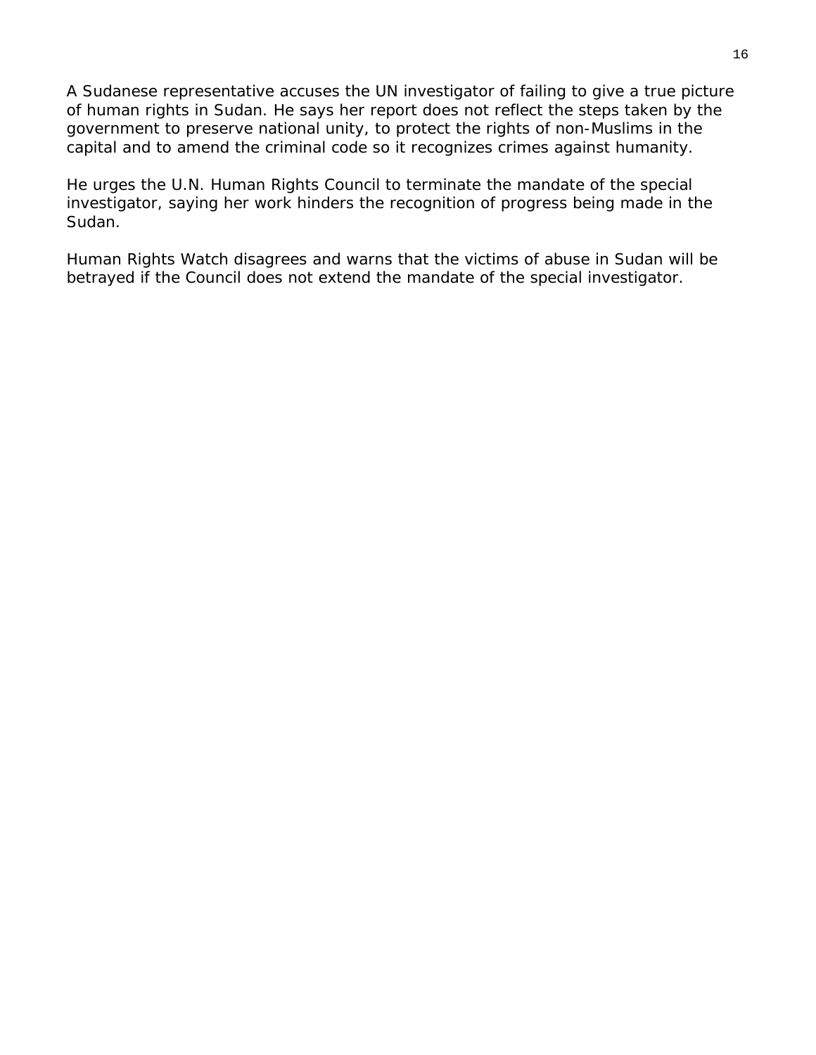A Sudanese representative accuses the UN investigator of failing to give a true picture of human rights in Sudan. He says her report does not reflect the steps taken by the government to preserve national unity, to protect the rights of non-Muslims in the capital and to amend the criminal code so it recognizes crimes against humanity.

He urges the U.N. Human Rights Council to terminate the mandate of the special investigator, saying her work hinders the recognition of progress being made in the Sudan.

Human Rights Watch disagrees and warns that the victims of abuse in Sudan will be betrayed if the Council does not extend the mandate of the special investigator.